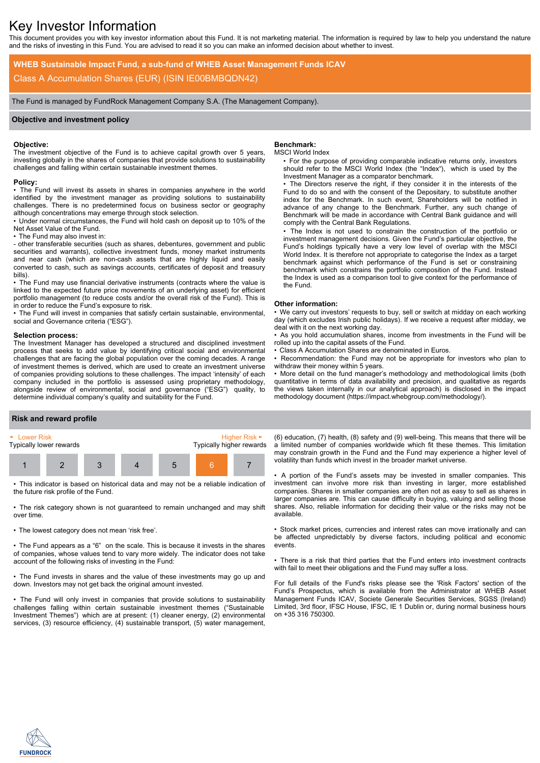# Key Investor Information

This document provides you with key investor information about this Fund. It is not marketing material. The information is required by law to help you understand the nature and the risks of investing in this Fund. You are advised to read it so you can make an informed decision about whether to invest.

## WHEB Sustainable Impact Fund, a sub-fund of WHEB Asset Management Funds ICAV

Class A Accumulation Shares (EUR) (ISIN IE00BMBQDN42)

The Fund is managed by FundRock Management Company S.A. (The Management Company).

## Objective and investment policy

**Objective:**

The investment objective of the Fund is to achieve capital growth over 5 years, investing globally in the shares of companies that provide solutions to sustainability challenges and falling within certain sustainable investment themes.

**Policy:**

- The Fund will invest its assets in shares in companies anywhere in the world identified by the investment manager as providing solutions to sustainability challenges. There is no predetermined focus on business sector or geography although concentrations may emerge through stock selection.
- Under normal circumstances, the Fund will hold cash on deposit up to 10% of the Net Asset Value of the Fund.
- The Fund may also invest in:

- other transferable securities (such as shares, debentures, government and public securities and warrants), collective investment funds, money market instruments and near cash (which are non-cash assets that are highly liquid and easily converted to cash, such as savings accounts, certificates of deposit and treasury bills).

- The Fund may use financial derivative instruments (contracts where the value is linked to the expected future price movements of an underlying asset) for efficient portfolio management (to reduce costs and/or the overall risk of the Fund). This is in order to reduce the Fund's exposure to risk.
- The Fund will invest in companies that satisfy certain sustainable, environmental, social and Governance criteria ("ESG").

**Selection process:**

The Investment Manager has developed a structured and disciplined investment process that seeks to add value by identifying critical social and environmental challenges that are facing the global population over the coming decades. A range of investment themes is derived, which are used to create an investment universe of companies providing solutions to these challenges. The impact 'intensity' of each company included in the portfolio is assessed using proprietary methodology, alongside review of environmental, social and governance ("ESG") quality, to determine individual company's quality and suitability for the Fund.

**Benchmark:**

MSCI World Index

- For the purpose of providing comparable indicative returns only, investors should refer to the MSCI World Index (the "Index"), which is used by the Investment Manager as a comparator benchmark.
- The Directors reserve the right, if they consider it in the interests of the Fund to do so and with the consent of the Depositary, to substitute another index for the Benchmark. In such event, Shareholders will be notified in advance of any change to the Benchmark. Further, any such change of Benchmark will be made in accordance with Central Bank guidance and will comply with the Central Bank Regulations.
- The Index is not used to constrain the construction of the portfolio or investment management decisions. Given the Fund's particular objective, the Fund's holdings typically have a very low level of overlap with the MSCI World Index. It is therefore not appropriate to categorise the Index as a target benchmark against which performance of the Fund is set or constraining benchmark which constrains the portfolio composition of the Fund. Instead the Index is used as a comparison tool to give context for the performance of the Fund.

**Other information:**

- We carry out investors' requests to buy, sell or switch at midday on each working day (which excludes Irish public holidays). If we receive a request after midday, we deal with it on the next working day.
- As you hold accumulation shares, income from investments in the Fund will be rolled up into the capital assets of the Fund.
- Class A Accumulation Shares are denominated in Euros.
- Recommendation: the Fund may not be appropriate for investors who plan to withdraw their money within 5 years.
- More detail on the fund manager's methodology and methodological limits (both quantitative in terms of data availability and precision, and qualitative as regards the views taken internally in our analytical approach) is disclosed in the impact methodology document (https://impact.whebgroup.com/methodology/).

## Risk and reward profile

| ◄ Lower Risk | | | | | | Higher Risk ► |
|---|---|---|---|---|---|---|
| Typically lower rewards | | | | | | Typically higher rewards |
| 1 | 2 | 3 | 4 | 5 | **6** | 7 |

- This indicator is based on historical data and may not be a reliable indication of the future risk profile of the Fund.
- The risk category shown is not guaranteed to remain unchanged and may shift over time.
- The lowest category does not mean 'risk free'.
- The Fund appears as a "6" on the scale. This is because it invests in the shares of companies, whose values tend to vary more widely. The indicator does not take account of the following risks of investing in the Fund:
- The Fund invests in shares and the value of these investments may go up and down. Investors may not get back the original amount invested.
- The Fund will only invest in companies that provide solutions to sustainability challenges falling within certain sustainable investment themes ("Sustainable Investment Themes") which are at present: (1) cleaner energy, (2) environmental services, (3) resource efficiency, (4) sustainable transport, (5) water management, (6) education, (7) health, (8) safety and (9) well-being. This means that there will be a limited number of companies worldwide which fit these themes. This limitation may constrain growth in the Fund and the Fund may experience a higher level of volatility than funds which invest in the broader market universe.
- A portion of the Fund's assets may be invested in smaller companies. This investment can involve more risk than investing in larger, more established companies. Shares in smaller companies are often not as easy to sell as shares in larger companies are. This can cause difficulty in buying, valuing and selling those shares. Also, reliable information for deciding their value or the risks may not be available.
- Stock market prices, currencies and interest rates can move irrationally and can be affected unpredictably by diverse factors, including political and economic events.
- There is a risk that third parties that the Fund enters into investment contracts with fail to meet their obligations and the Fund may suffer a loss.

For full details of the Fund's risks please see the 'Risk Factors' section of the Fund's Prospectus, which is available from the Administrator at WHEB Asset Management Funds ICAV, Societe Generale Securities Services, SGSS (Ireland) Limited, 3rd floor, IFSC House, IFSC, IE 1 Dublin or, during normal business hours on +35 316 750300.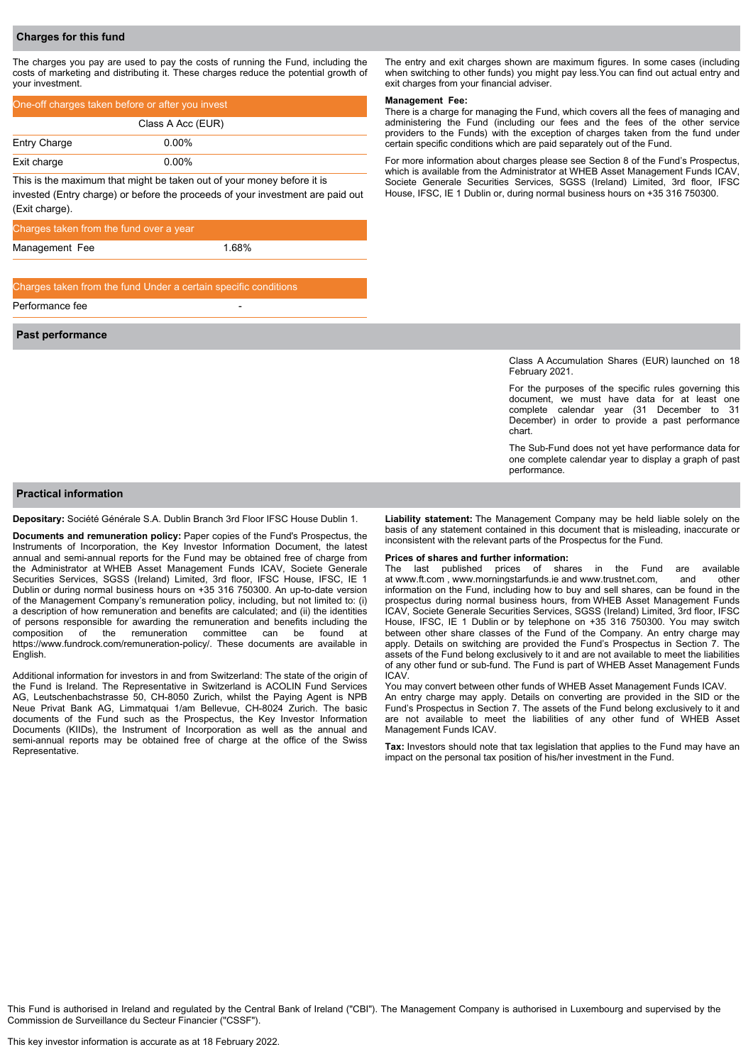## Charges for this fund

The charges you pay are used to pay the costs of running the Fund, including the costs of marketing and distributing it. These charges reduce the potential growth of your investment.

| One-off charges taken before or after you invest | |
|---|---|
| | Class A Acc (EUR) |
| Entry Charge | 0.00% |
| Exit charge | 0.00% |

This is the maximum that might be taken out of your money before it is invested (Entry charge) or before the proceeds of your investment are paid out (Exit charge).

| Charges taken from the fund over a year | |
|---|---|
| Management Fee | 1.68% |

| Charges taken from the fund Under a certain specific conditions | |
|---|---|
| Performance fee | - |

The entry and exit charges shown are maximum figures. In some cases (including when switching to other funds) you might pay less.You can find out actual entry and exit charges from your financial adviser.

**Management Fee:**
There is a charge for managing the Fund, which covers all the fees of managing and administering the Fund (including our fees and the fees of the other service providers to the Funds) with the exception of charges taken from the fund under certain specific conditions which are paid separately out of the Fund.

For more information about charges please see Section 8 of the Fund's Prospectus, which is available from the Administrator at WHEB Asset Management Funds ICAV, Societe Generale Securities Services, SGSS (Ireland) Limited, 3rd floor, IFSC House, IFSC, IE 1 Dublin or, during normal business hours on +35 316 750300.

## Past performance

Class A Accumulation Shares (EUR) launched on 18 February 2021.

For the purposes of the specific rules governing this document, we must have data for at least one complete calendar year (31 December to 31 December) in order to provide a past performance chart.

The Sub-Fund does not yet have performance data for one complete calendar year to display a graph of past performance.

## Practical information

**Depositary:** Société Générale S.A. Dublin Branch 3rd Floor IFSC House Dublin 1.

**Documents and remuneration policy:** Paper copies of the Fund's Prospectus, the Instruments of Incorporation, the Key Investor Information Document, the latest annual and semi-annual reports for the Fund may be obtained free of charge from the Administrator at WHEB Asset Management Funds ICAV, Societe Generale Securities Services, SGSS (Ireland) Limited, 3rd floor, IFSC House, IFSC, IE 1 Dublin or during normal business hours on +35 316 750300. An up-to-date version of the Management Company's remuneration policy, including, but not limited to: (i) a description of how remuneration and benefits are calculated; and (ii) the identities of persons responsible for awarding the remuneration and benefits including the composition of the remuneration committee can be found at https://www.fundrock.com/remuneration-policy/. These documents are available in English.

Additional information for investors in and from Switzerland: The state of the origin of the Fund is Ireland. The Representative in Switzerland is ACOLIN Fund Services AG, Leutschenbachstrasse 50, CH-8050 Zurich, whilst the Paying Agent is NPB Neue Privat Bank AG, Limmatquai 1/am Bellevue, CH-8024 Zurich. The basic documents of the Fund such as the Prospectus, the Key Investor Information Documents (KIIDs), the Instrument of Incorporation as well as the annual and semi-annual reports may be obtained free of charge at the office of the Swiss Representative.

**Liability statement:** The Management Company may be held liable solely on the basis of any statement contained in this document that is misleading, inaccurate or inconsistent with the relevant parts of the Prospectus for the Fund.

**Prices of shares and further information:**
The last published prices of shares in the Fund are available at www.ft.com , www.morningstarfunds.ie and www.trustnet.com, and other information on the Fund, including how to buy and sell shares, can be found in the prospectus during normal business hours, from WHEB Asset Management Funds ICAV, Societe Generale Securities Services, SGSS (Ireland) Limited, 3rd floor, IFSC House, IFSC, IE 1 Dublin or by telephone on +35 316 750300. You may switch between other share classes of the Fund of the Company. An entry charge may apply. Details on switching are provided the Fund's Prospectus in Section 7. The assets of the Fund belong exclusively to it and are not available to meet the liabilities of any other fund or sub-fund. The Fund is part of WHEB Asset Management Funds ICAV.
You may convert between other funds of WHEB Asset Management Funds ICAV.
An entry charge may apply. Details on converting are provided in the SID or the Fund's Prospectus in Section 7. The assets of the Fund belong exclusively to it and are not available to meet the liabilities of any other fund of WHEB Asset Management Funds ICAV.

**Tax:** Investors should note that tax legislation that applies to the Fund may have an impact on the personal tax position of his/her investment in the Fund.

This Fund is authorised in Ireland and regulated by the Central Bank of Ireland ("CBI"). The Management Company is authorised in Luxembourg and supervised by the Commission de Surveillance du Secteur Financier ("CSSF").

This key investor information is accurate as at 18 February 2022.